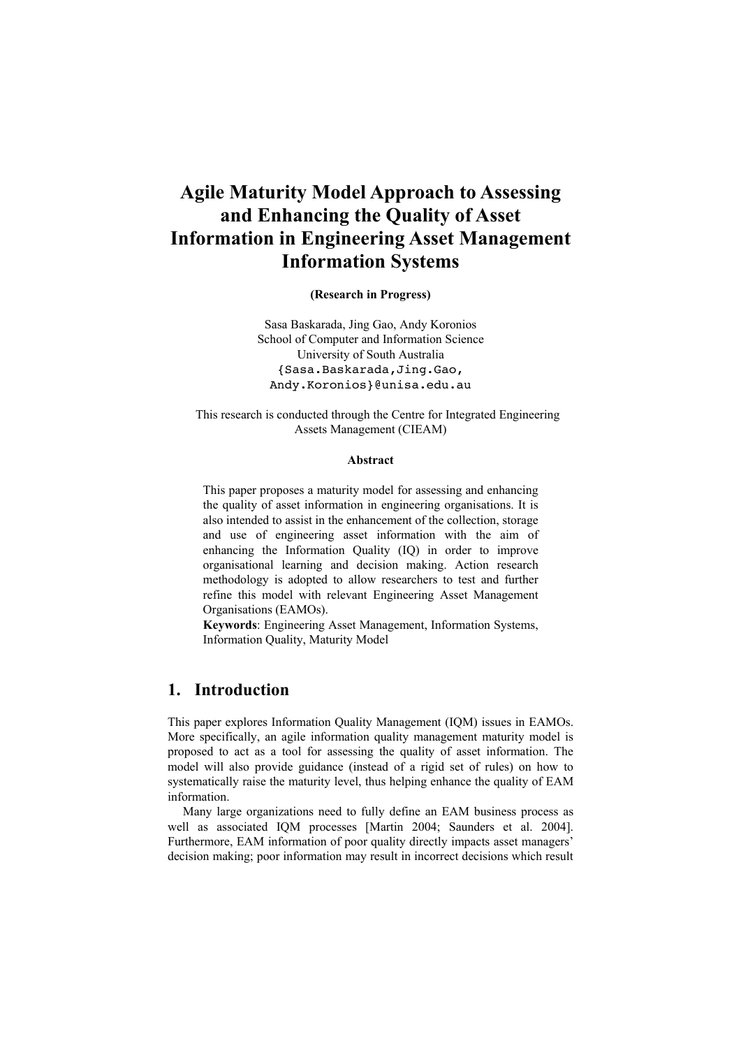# Agile Maturity Model Approach to Assessing and Enhancing the Quality of Asset Information in Engineering Asset Management Information Systems

**(Research in Progress)**

Sasa Baskarada, Jing Gao, Andy Koronios
School of Computer and Information Science
University of South Australia
{Sasa.Baskarada,Jing.Gao,
Andy.Koronios}@unisa.edu.au

This research is conducted through the Centre for Integrated Engineering Assets Management (CIEAM)

**Abstract**

This paper proposes a maturity model for assessing and enhancing the quality of asset information in engineering organisations. It is also intended to assist in the enhancement of the collection, storage and use of engineering asset information with the aim of enhancing the Information Quality (IQ) in order to improve organisational learning and decision making. Action research methodology is adopted to allow researchers to test and further refine this model with relevant Engineering Asset Management Organisations (EAMOs).

**Keywords**: Engineering Asset Management, Information Systems, Information Quality, Maturity Model

## 1. Introduction

This paper explores Information Quality Management (IQM) issues in EAMOs. More specifically, an agile information quality management maturity model is proposed to act as a tool for assessing the quality of asset information. The model will also provide guidance (instead of a rigid set of rules) on how to systematically raise the maturity level, thus helping enhance the quality of EAM information.

Many large organizations need to fully define an EAM business process as well as associated IQM processes [Martin 2004; Saunders et al. 2004]. Furthermore, EAM information of poor quality directly impacts asset managers' decision making; poor information may result in incorrect decisions which result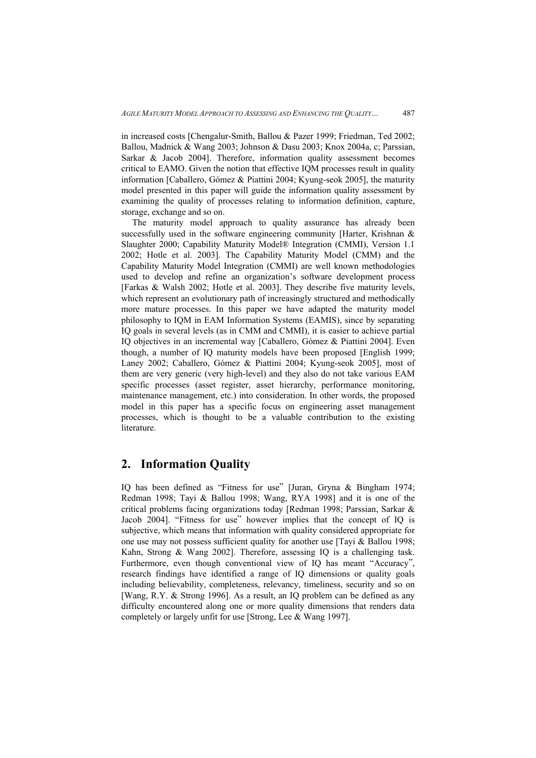in increased costs [Chengalur-Smith, Ballou & Pazer 1999; Friedman, Ted 2002; Ballou, Madnick & Wang 2003; Johnson & Dasu 2003; Knox 2004a, c; Parssian, Sarkar & Jacob 2004]. Therefore, information quality assessment becomes critical to EAMO. Given the notion that effective IQM processes result in quality information [Caballero, Gómez & Piattini 2004; Kyung-seok 2005], the maturity model presented in this paper will guide the information quality assessment by examining the quality of processes relating to information definition, capture, storage, exchange and so on.

The maturity model approach to quality assurance has already been successfully used in the software engineering community [Harter, Krishnan & Slaughter 2000; Capability Maturity Model® Integration (CMMI), Version 1.1 2002; Hotle et al. 2003]. The Capability Maturity Model (CMM) and the Capability Maturity Model Integration (CMMI) are well known methodologies used to develop and refine an organization's software development process [Farkas & Walsh 2002; Hotle et al. 2003]. They describe five maturity levels, which represent an evolutionary path of increasingly structured and methodically more mature processes. In this paper we have adapted the maturity model philosophy to IQM in EAM Information Systems (EAMIS), since by separating IQ goals in several levels (as in CMM and CMMI), it is easier to achieve partial IQ objectives in an incremental way [Caballero, Gómez & Piattini 2004]. Even though, a number of IQ maturity models have been proposed [English 1999; Laney 2002; Caballero, Gómez & Piattini 2004; Kyung-seok 2005], most of them are very generic (very high-level) and they also do not take various EAM specific processes (asset register, asset hierarchy, performance monitoring, maintenance management, etc.) into consideration. In other words, the proposed model in this paper has a specific focus on engineering asset management processes, which is thought to be a valuable contribution to the existing literature.

## 2. Information Quality

IQ has been defined as "Fitness for use" [Juran, Gryna & Bingham 1974; Redman 1998; Tayi & Ballou 1998; Wang, RYA 1998] and it is one of the critical problems facing organizations today [Redman 1998; Parssian, Sarkar & Jacob 2004]. "Fitness for use" however implies that the concept of IQ is subjective, which means that information with quality considered appropriate for one use may not possess sufficient quality for another use [Tayi & Ballou 1998; Kahn, Strong & Wang 2002]. Therefore, assessing IQ is a challenging task. Furthermore, even though conventional view of IQ has meant "Accuracy", research findings have identified a range of IQ dimensions or quality goals including believability, completeness, relevancy, timeliness, security and so on [Wang, R.Y. & Strong 1996]. As a result, an IQ problem can be defined as any difficulty encountered along one or more quality dimensions that renders data completely or largely unfit for use [Strong, Lee & Wang 1997].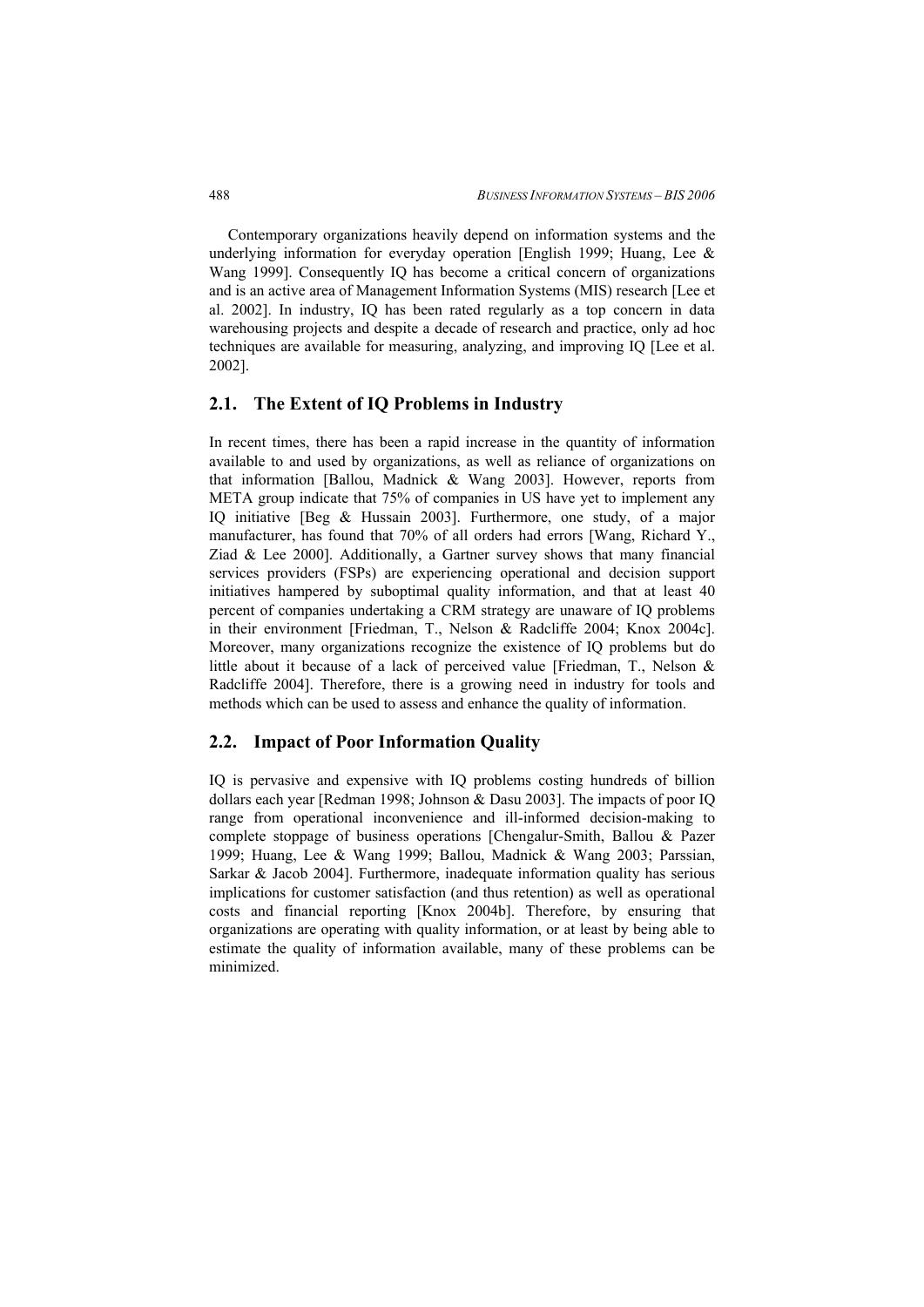Contemporary organizations heavily depend on information systems and the underlying information for everyday operation [English 1999; Huang, Lee & Wang 1999]. Consequently IQ has become a critical concern of organizations and is an active area of Management Information Systems (MIS) research [Lee et al. 2002]. In industry, IQ has been rated regularly as a top concern in data warehousing projects and despite a decade of research and practice, only ad hoc techniques are available for measuring, analyzing, and improving IQ [Lee et al. 2002].

## 2.1. The Extent of IQ Problems in Industry

In recent times, there has been a rapid increase in the quantity of information available to and used by organizations, as well as reliance of organizations on that information [Ballou, Madnick & Wang 2003]. However, reports from META group indicate that 75% of companies in US have yet to implement any IQ initiative [Beg & Hussain 2003]. Furthermore, one study, of a major manufacturer, has found that 70% of all orders had errors [Wang, Richard Y., Ziad & Lee 2000]. Additionally, a Gartner survey shows that many financial services providers (FSPs) are experiencing operational and decision support initiatives hampered by suboptimal quality information, and that at least 40 percent of companies undertaking a CRM strategy are unaware of IQ problems in their environment [Friedman, T., Nelson & Radcliffe 2004; Knox 2004c]. Moreover, many organizations recognize the existence of IQ problems but do little about it because of a lack of perceived value [Friedman, T., Nelson & Radcliffe 2004]. Therefore, there is a growing need in industry for tools and methods which can be used to assess and enhance the quality of information.

## 2.2. Impact of Poor Information Quality

IQ is pervasive and expensive with IQ problems costing hundreds of billion dollars each year [Redman 1998; Johnson & Dasu 2003]. The impacts of poor IQ range from operational inconvenience and ill-informed decision-making to complete stoppage of business operations [Chengalur-Smith, Ballou & Pazer 1999; Huang, Lee & Wang 1999; Ballou, Madnick & Wang 2003; Parssian, Sarkar & Jacob 2004]. Furthermore, inadequate information quality has serious implications for customer satisfaction (and thus retention) as well as operational costs and financial reporting [Knox 2004b]. Therefore, by ensuring that organizations are operating with quality information, or at least by being able to estimate the quality of information available, many of these problems can be minimized.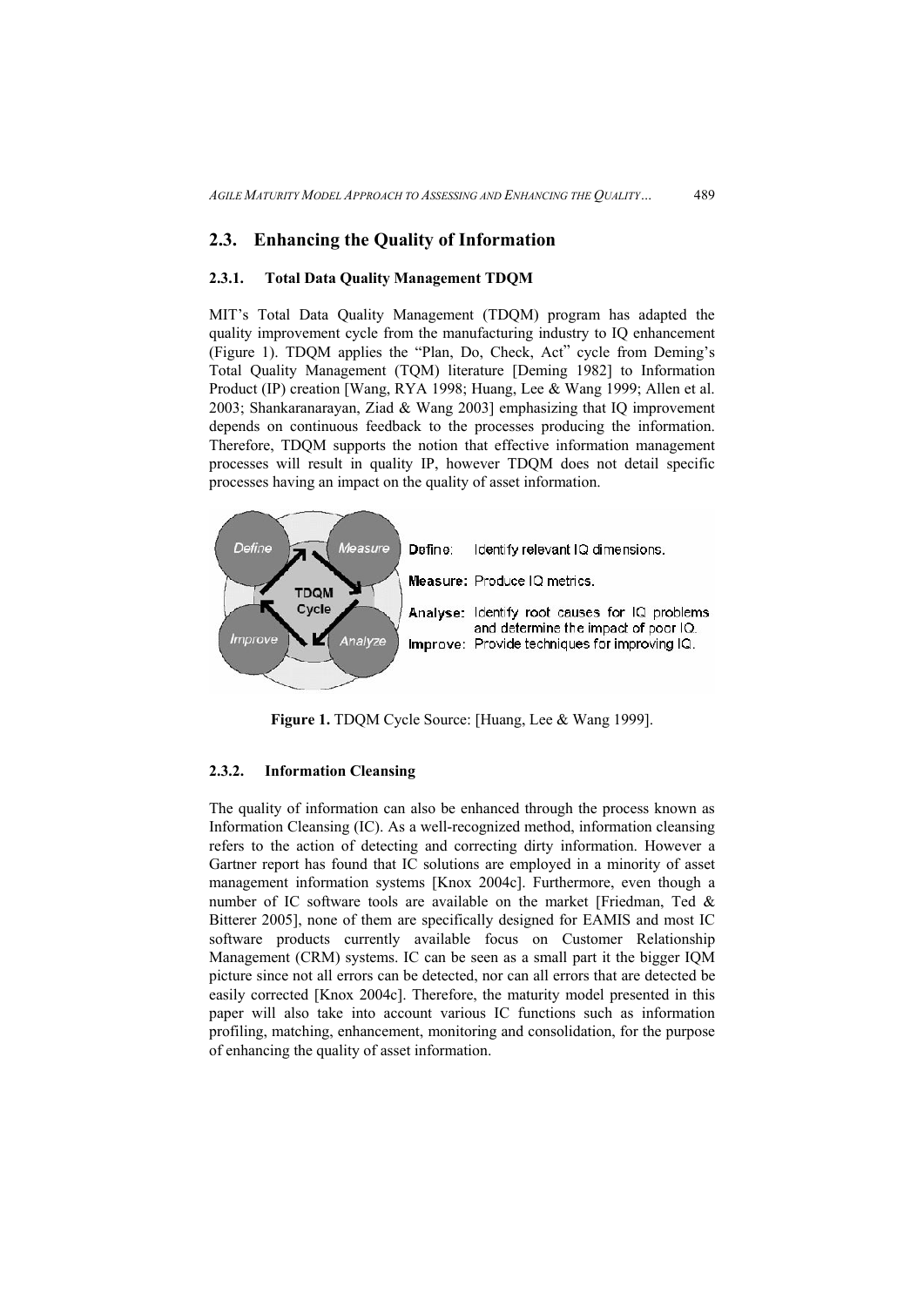## 2.3. Enhancing the Quality of Information

### 2.3.1. Total Data Quality Management TDQM

MIT's Total Data Quality Management (TDQM) program has adapted the quality improvement cycle from the manufacturing industry to IQ enhancement (Figure 1). TDQM applies the "Plan, Do, Check, Act" cycle from Deming's Total Quality Management (TQM) literature [Deming 1982] to Information Product (IP) creation [Wang, RYA 1998; Huang, Lee & Wang 1999; Allen et al. 2003; Shankaranarayan, Ziad & Wang 2003] emphasizing that IQ improvement depends on continuous feedback to the processes producing the information. Therefore, TDQM supports the notion that effective information management processes will result in quality IP, however TDQM does not detail specific processes having an impact on the quality of asset information.

Define: Identify relevant IQ dimensions.

Measure: Produce IQ metrics.

Analyse: Identify root causes for IQ problems and determine the impact of poor IQ.

Improve: Provide techniques for improving IQ.

**Figure 1.** TDQM Cycle Source: [Huang, Lee & Wang 1999].

### 2.3.2. Information Cleansing

The quality of information can also be enhanced through the process known as Information Cleansing (IC). As a well-recognized method, information cleansing refers to the action of detecting and correcting dirty information. However a Gartner report has found that IC solutions are employed in a minority of asset management information systems [Knox 2004c]. Furthermore, even though a number of IC software tools are available on the market [Friedman, Ted & Bitterer 2005], none of them are specifically designed for EAMIS and most IC software products currently available focus on Customer Relationship Management (CRM) systems. IC can be seen as a small part it the bigger IQM picture since not all errors can be detected, nor can all errors that are detected be easily corrected [Knox 2004c]. Therefore, the maturity model presented in this paper will also take into account various IC functions such as information profiling, matching, enhancement, monitoring and consolidation, for the purpose of enhancing the quality of asset information.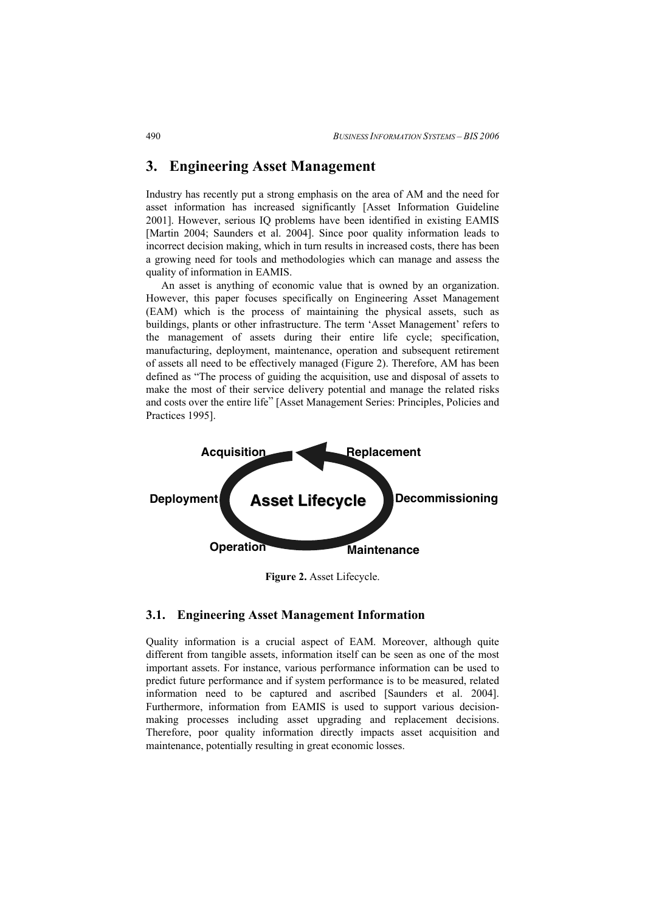## 3. Engineering Asset Management

Industry has recently put a strong emphasis on the area of AM and the need for asset information has increased significantly [Asset Information Guideline 2001]. However, serious IQ problems have been identified in existing EAMIS [Martin 2004; Saunders et al. 2004]. Since poor quality information leads to incorrect decision making, which in turn results in increased costs, there has been a growing need for tools and methodologies which can manage and assess the quality of information in EAMIS.

An asset is anything of economic value that is owned by an organization. However, this paper focuses specifically on Engineering Asset Management (EAM) which is the process of maintaining the physical assets, such as buildings, plants or other infrastructure. The term 'Asset Management' refers to the management of assets during their entire life cycle; specification, manufacturing, deployment, maintenance, operation and subsequent retirement of assets all need to be effectively managed (Figure 2). Therefore, AM has been defined as "The process of guiding the acquisition, use and disposal of assets to make the most of their service delivery potential and manage the related risks and costs over the entire life" [Asset Management Series: Principles, Policies and Practices 1995].

Acquisition, Replacement, Deployment, Asset Lifecycle, Decommissioning, Operation, Maintenance

**Figure 2.** Asset Lifecycle.

### 3.1. Engineering Asset Management Information

Quality information is a crucial aspect of EAM. Moreover, although quite different from tangible assets, information itself can be seen as one of the most important assets. For instance, various performance information can be used to predict future performance and if system performance is to be measured, related information need to be captured and ascribed [Saunders et al. 2004]. Furthermore, information from EAMIS is used to support various decision-making processes including asset upgrading and replacement decisions. Therefore, poor quality information directly impacts asset acquisition and maintenance, potentially resulting in great economic losses.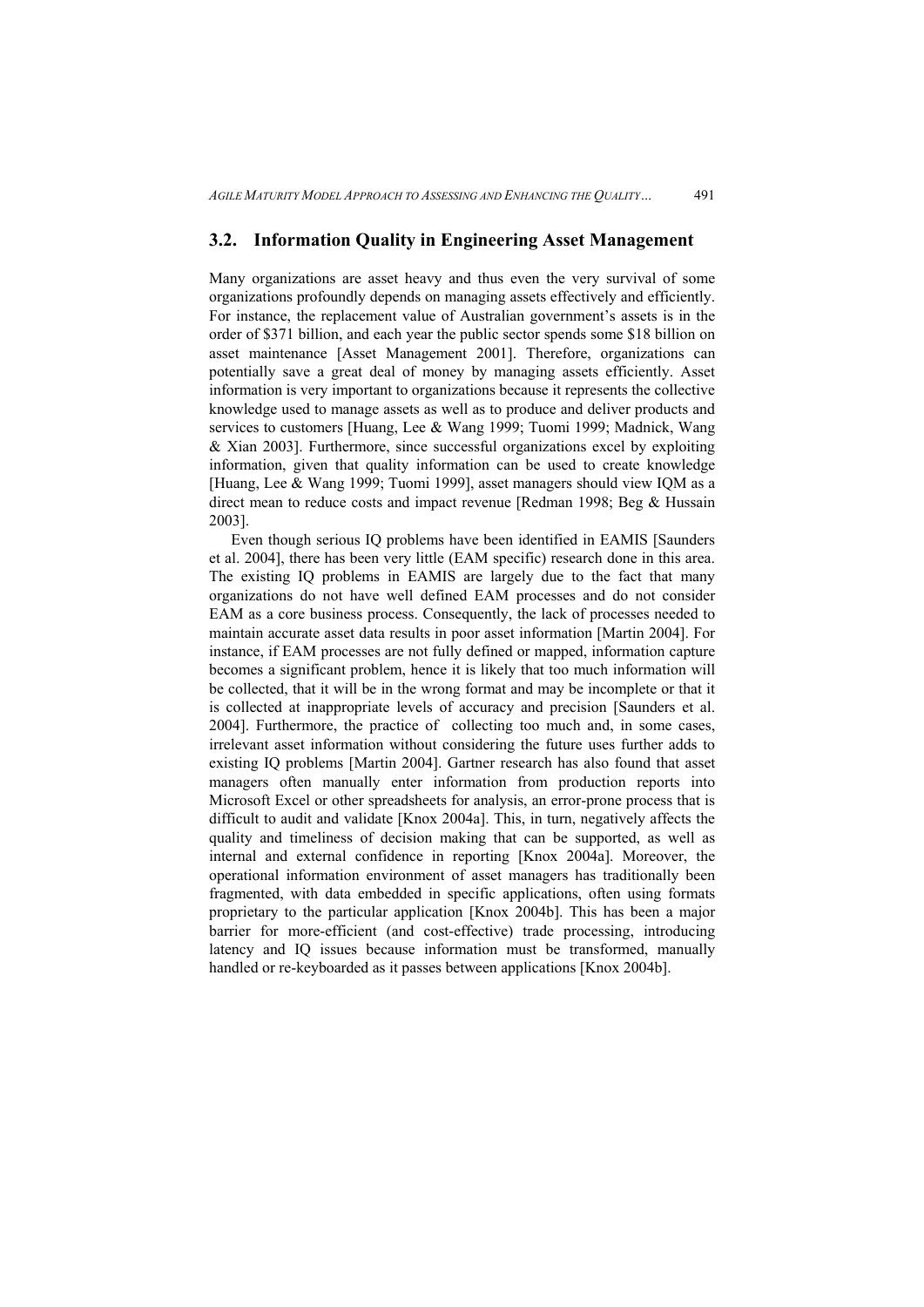## 3.2. Information Quality in Engineering Asset Management

Many organizations are asset heavy and thus even the very survival of some organizations profoundly depends on managing assets effectively and efficiently. For instance, the replacement value of Australian government's assets is in the order of $371 billion, and each year the public sector spends some $18 billion on asset maintenance [Asset Management 2001]. Therefore, organizations can potentially save a great deal of money by managing assets efficiently. Asset information is very important to organizations because it represents the collective knowledge used to manage assets as well as to produce and deliver products and services to customers [Huang, Lee & Wang 1999; Tuomi 1999; Madnick, Wang & Xian 2003]. Furthermore, since successful organizations excel by exploiting information, given that quality information can be used to create knowledge [Huang, Lee & Wang 1999; Tuomi 1999], asset managers should view IQM as a direct mean to reduce costs and impact revenue [Redman 1998; Beg & Hussain 2003].

Even though serious IQ problems have been identified in EAMIS [Saunders et al. 2004], there has been very little (EAM specific) research done in this area. The existing IQ problems in EAMIS are largely due to the fact that many organizations do not have well defined EAM processes and do not consider EAM as a core business process. Consequently, the lack of processes needed to maintain accurate asset data results in poor asset information [Martin 2004]. For instance, if EAM processes are not fully defined or mapped, information capture becomes a significant problem, hence it is likely that too much information will be collected, that it will be in the wrong format and may be incomplete or that it is collected at inappropriate levels of accuracy and precision [Saunders et al. 2004]. Furthermore, the practice of collecting too much and, in some cases, irrelevant asset information without considering the future uses further adds to existing IQ problems [Martin 2004]. Gartner research has also found that asset managers often manually enter information from production reports into Microsoft Excel or other spreadsheets for analysis, an error-prone process that is difficult to audit and validate [Knox 2004a]. This, in turn, negatively affects the quality and timeliness of decision making that can be supported, as well as internal and external confidence in reporting [Knox 2004a]. Moreover, the operational information environment of asset managers has traditionally been fragmented, with data embedded in specific applications, often using formats proprietary to the particular application [Knox 2004b]. This has been a major barrier for more-efficient (and cost-effective) trade processing, introducing latency and IQ issues because information must be transformed, manually handled or re-keyboarded as it passes between applications [Knox 2004b].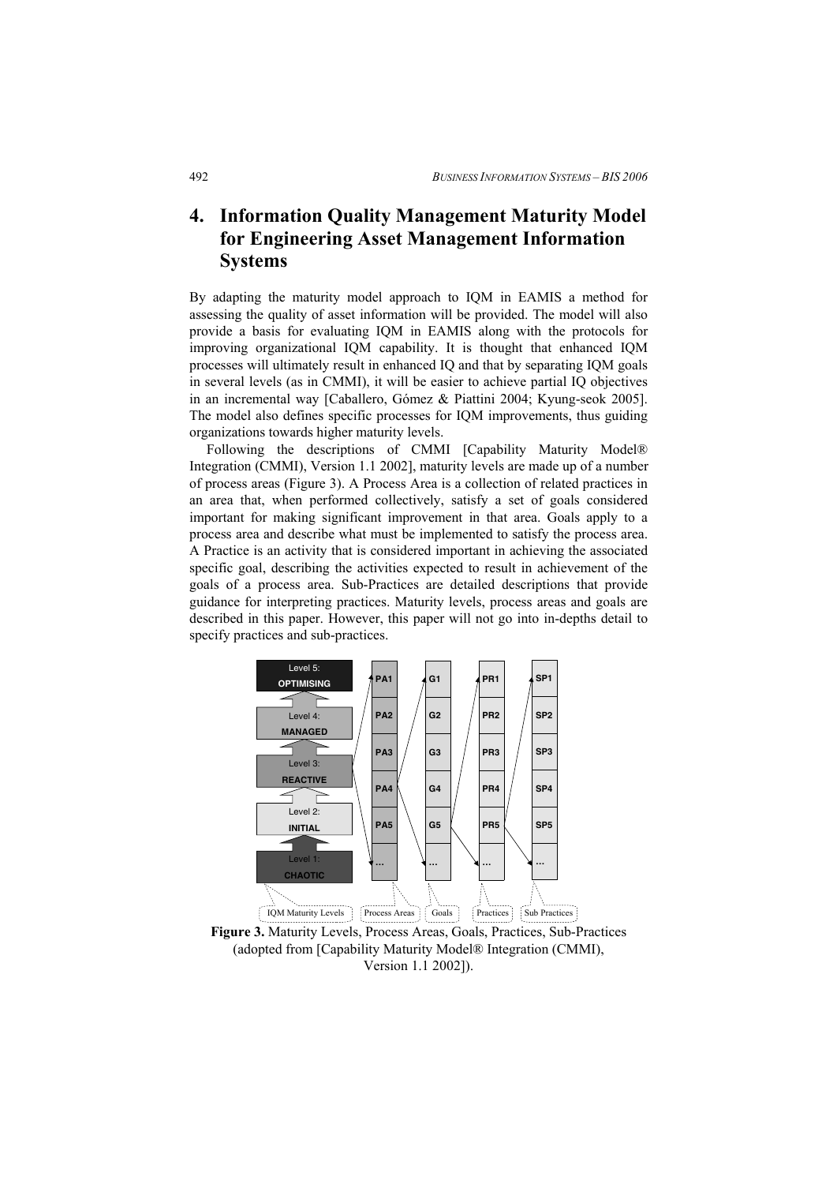## 4. Information Quality Management Maturity Model for Engineering Asset Management Information Systems

By adapting the maturity model approach to IQM in EAMIS a method for assessing the quality of asset information will be provided. The model will also provide a basis for evaluating IQM in EAMIS along with the protocols for improving organizational IQM capability. It is thought that enhanced IQM processes will ultimately result in enhanced IQ and that by separating IQM goals in several levels (as in CMMI), it will be easier to achieve partial IQ objectives in an incremental way [Caballero, Gómez & Piattini 2004; Kyung-seok 2005]. The model also defines specific processes for IQM improvements, thus guiding organizations towards higher maturity levels.

Following the descriptions of CMMI [Capability Maturity Model® Integration (CMMI), Version 1.1 2002], maturity levels are made up of a number of process areas (Figure 3). A Process Area is a collection of related practices in an area that, when performed collectively, satisfy a set of goals considered important for making significant improvement in that area. Goals apply to a process area and describe what must be implemented to satisfy the process area. A Practice is an activity that is considered important in achieving the associated specific goal, describing the activities expected to result in achievement of the goals of a process area. Sub-Practices are detailed descriptions that provide guidance for interpreting practices. Maturity levels, process areas and goals are described in this paper. However, this paper will not go into in-depths detail to specify practices and sub-practices.

Level 5: OPTIMISING | Level 4: MANAGED | Level 3: REACTIVE | Level 2: INITIAL | Level 1: CHAOTIC

| Process Areas | Goals | Practices | Sub Practices |
|---|---|---|---|
| PA1 | G1 | PR1 | SP1 |
| PA2 | G2 | PR2 | SP2 |
| PA3 | G3 | PR3 | SP3 |
| PA4 | G4 | PR4 | SP4 |
| PA5 | G5 | PR5 | SP5 |
| … | … | … | … |

IQM Maturity Levels | Process Areas | Goals | Practices | Sub Practices

**Figure 3.** Maturity Levels, Process Areas, Goals, Practices, Sub-Practices (adopted from [Capability Maturity Model® Integration (CMMI), Version 1.1 2002]).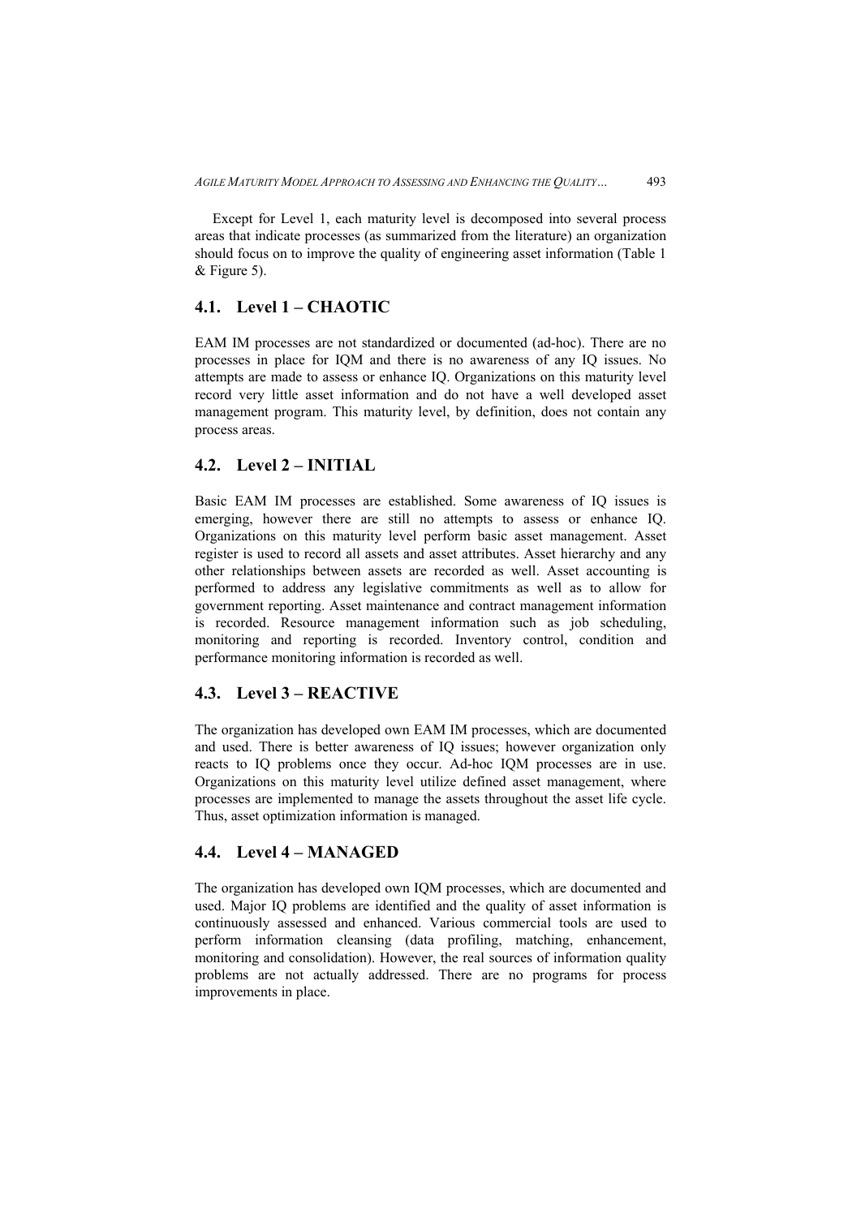Except for Level 1, each maturity level is decomposed into several process areas that indicate processes (as summarized from the literature) an organization should focus on to improve the quality of engineering asset information (Table 1 & Figure 5).

## 4.1. Level 1 – CHAOTIC

EAM IM processes are not standardized or documented (ad-hoc). There are no processes in place for IQM and there is no awareness of any IQ issues. No attempts are made to assess or enhance IQ. Organizations on this maturity level record very little asset information and do not have a well developed asset management program. This maturity level, by definition, does not contain any process areas.

## 4.2. Level 2 – INITIAL

Basic EAM IM processes are established. Some awareness of IQ issues is emerging, however there are still no attempts to assess or enhance IQ. Organizations on this maturity level perform basic asset management. Asset register is used to record all assets and asset attributes. Asset hierarchy and any other relationships between assets are recorded as well. Asset accounting is performed to address any legislative commitments as well as to allow for government reporting. Asset maintenance and contract management information is recorded. Resource management information such as job scheduling, monitoring and reporting is recorded. Inventory control, condition and performance monitoring information is recorded as well.

## 4.3. Level 3 – REACTIVE

The organization has developed own EAM IM processes, which are documented and used. There is better awareness of IQ issues; however organization only reacts to IQ problems once they occur. Ad-hoc IQM processes are in use. Organizations on this maturity level utilize defined asset management, where processes are implemented to manage the assets throughout the asset life cycle. Thus, asset optimization information is managed.

## 4.4. Level 4 – MANAGED

The organization has developed own IQM processes, which are documented and used. Major IQ problems are identified and the quality of asset information is continuously assessed and enhanced. Various commercial tools are used to perform information cleansing (data profiling, matching, enhancement, monitoring and consolidation). However, the real sources of information quality problems are not actually addressed. There are no programs for process improvements in place.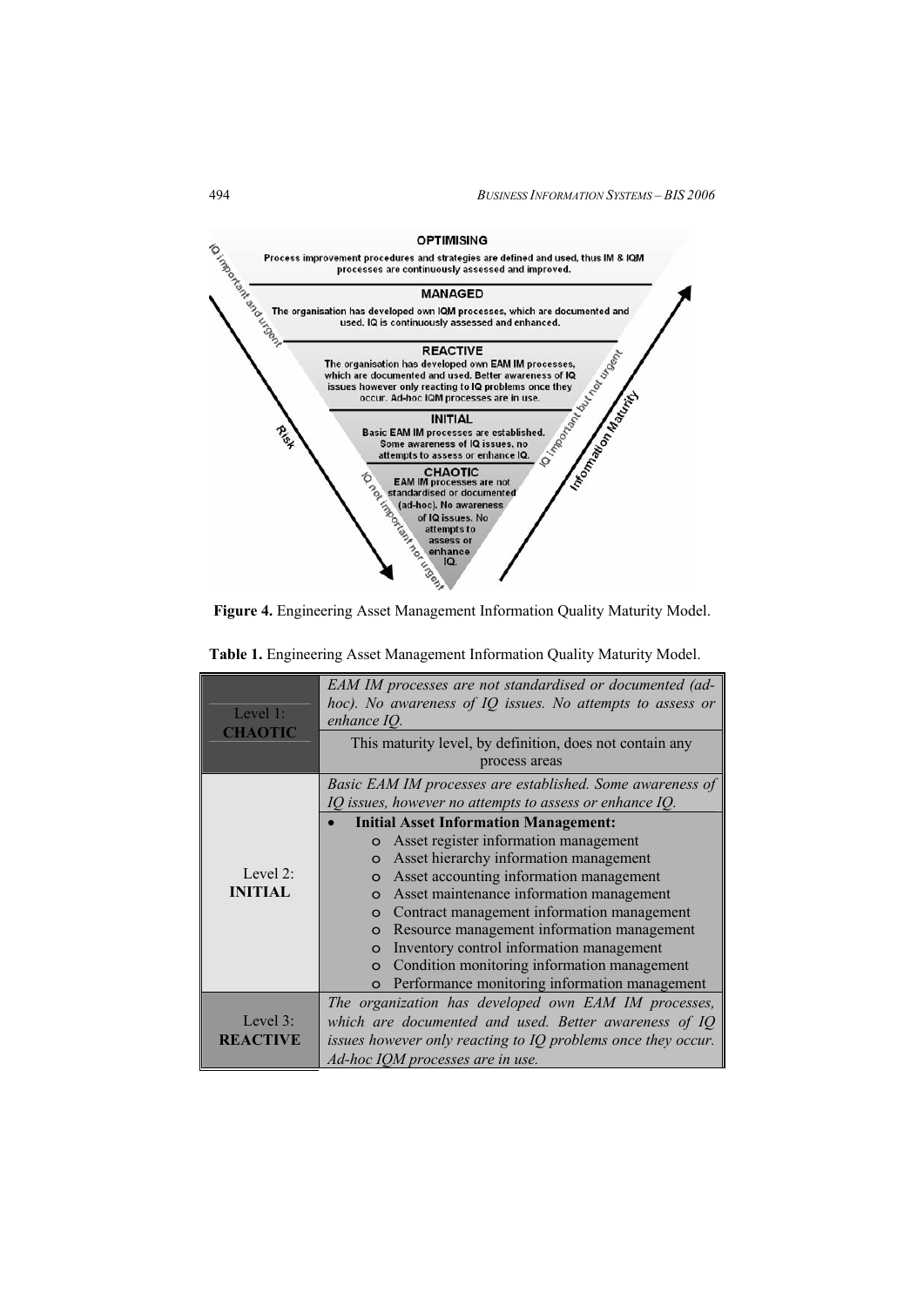**Figure 4.** Engineering Asset Management Information Quality Maturity Model.

**Table 1.** Engineering Asset Management Information Quality Maturity Model.

| Level | Description |
|---|---|
| Level 1: **CHAOTIC** | *EAM IM processes are not standardised or documented (ad-hoc). No awareness of IQ issues. No attempts to assess or enhance IQ.* |
| | This maturity level, by definition, does not contain any process areas |
| Level 2: **INITIAL** | *Basic EAM IM processes are established. Some awareness of IQ issues, however no attempts to assess or enhance IQ.* |
| | • **Initial Asset Information Management:** <br> ○ Asset register information management <br> ○ Asset hierarchy information management <br> ○ Asset accounting information management <br> ○ Asset maintenance information management <br> ○ Contract management information management <br> ○ Resource management information management <br> ○ Inventory control information management <br> ○ Condition monitoring information management <br> ○ Performance monitoring information management |
| Level 3: **REACTIVE** | *The organization has developed own EAM IM processes, which are documented and used. Better awareness of IQ issues however only reacting to IQ problems once they occur. Ad-hoc IQM processes are in use.* |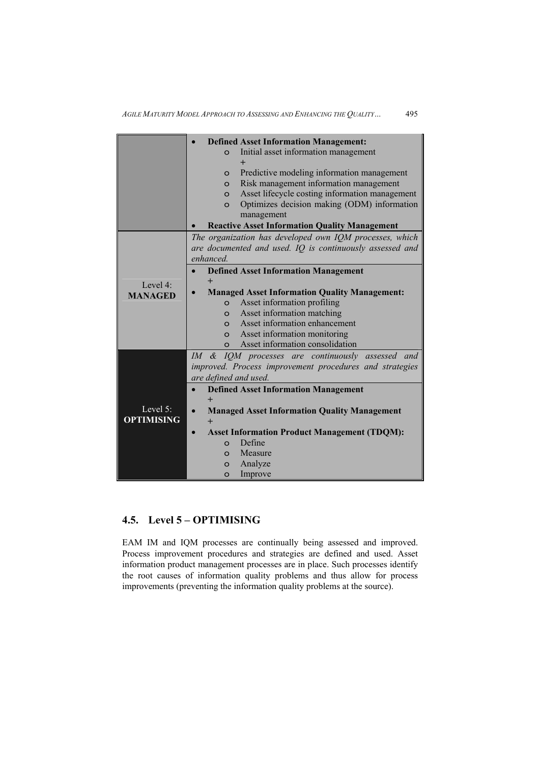| | |
|---|---|
| | • **Defined Asset Information Management:**<br>  ○ Initial asset information management<br>  +<br>  ○ Predictive modeling information management<br>  ○ Risk management information management<br>  ○ Asset lifecycle costing information management<br>  ○ Optimizes decision making (ODM) information management<br>• **Reactive Asset Information Quality Management** |
| Level 4: **MANAGED** | *The organization has developed own IQM processes, which are documented and used. IQ is continuously assessed and enhanced.* |
| | • **Defined Asset Information Management**<br>+<br>• **Managed Asset Information Quality Management:**<br>  ○ Asset information profiling<br>  ○ Asset information matching<br>  ○ Asset information enhancement<br>  ○ Asset information monitoring<br>  ○ Asset information consolidation |
| Level 5: **OPTIMISING** | *IM & IQM processes are continuously assessed and improved. Process improvement procedures and strategies are defined and used.* |
| | • **Defined Asset Information Management**<br>+<br>• **Managed Asset Information Quality Management**<br>+<br>• **Asset Information Product Management (TDQM):**<br>  ○ Define<br>  ○ Measure<br>  ○ Analyze<br>  ○ Improve |

## 4.5. Level 5 – OPTIMISING

EAM IM and IQM processes are continually being assessed and improved. Process improvement procedures and strategies are defined and used. Asset information product management processes are in place. Such processes identify the root causes of information quality problems and thus allow for process improvements (preventing the information quality problems at the source).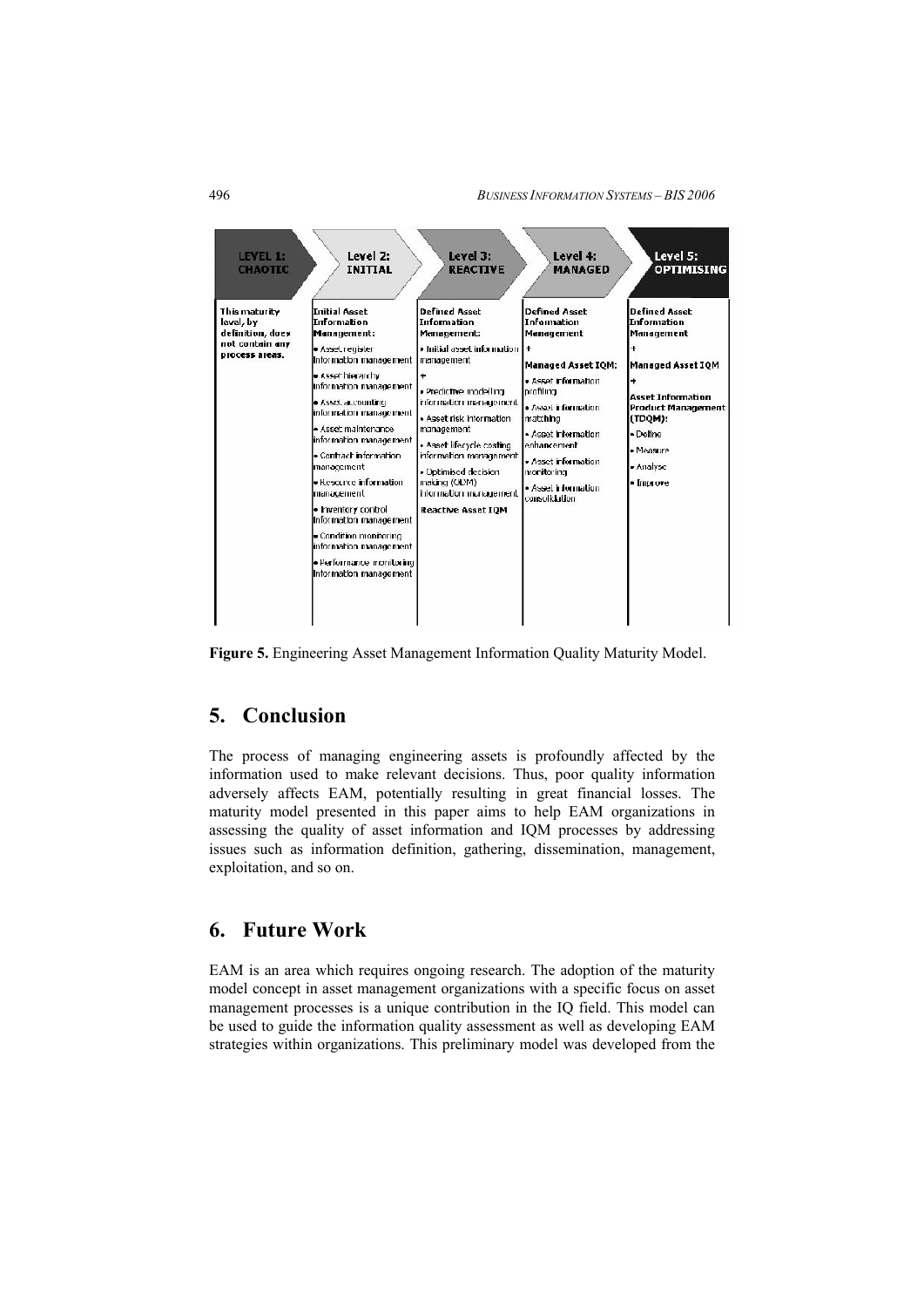| LEVEL 1: CHAOTIC | Level 2: INITIAL | Level 3: REACTIVE | Level 4: MANAGED | Level 5: OPTIMISING |
| --- | --- | --- | --- | --- |
| This maturity level, by definition, does not contain any process areas. | **Initial Asset Information Management:**<br>• Asset register information management<br>• Asset hierarchy information management<br>• Asset accounting information management<br>• Asset maintenance information management<br>• Contract information management<br>• Resource information management<br>• Inventory control information management<br>• Condition monitoring information management<br>• Performance monitoring information management | **Defined Asset Information Management:**<br>• Initial asset information management<br>+<br>• Predictive modelling information management<br>• Asset risk information management<br>• Asset lifecycle costing information management<br>• Optimised decision making (ODM) information management<br>**Reactive Asset IQM** | **Defined Asset Information Management**<br>+<br>**Managed Asset IQM:**<br>• Asset information profiling<br>• Asset information matching<br>• Asset information enhancement<br>• Asset information monitoring<br>• Asset information consolidation | **Defined Asset Information Management**<br>+<br>**Managed Asset IQM**<br>+<br>**Asset Information Product Management (TDQM):**<br>• Define<br>• Measure<br>• Analyse<br>• Improve |

**Figure 5.** Engineering Asset Management Information Quality Maturity Model.

## 5. Conclusion

The process of managing engineering assets is profoundly affected by the information used to make relevant decisions. Thus, poor quality information adversely affects EAM, potentially resulting in great financial losses. The maturity model presented in this paper aims to help EAM organizations in assessing the quality of asset information and IQM processes by addressing issues such as information definition, gathering, dissemination, management, exploitation, and so on.

## 6. Future Work

EAM is an area which requires ongoing research. The adoption of the maturity model concept in asset management organizations with a specific focus on asset management processes is a unique contribution in the IQ field. This model can be used to guide the information quality assessment as well as developing EAM strategies within organizations. This preliminary model was developed from the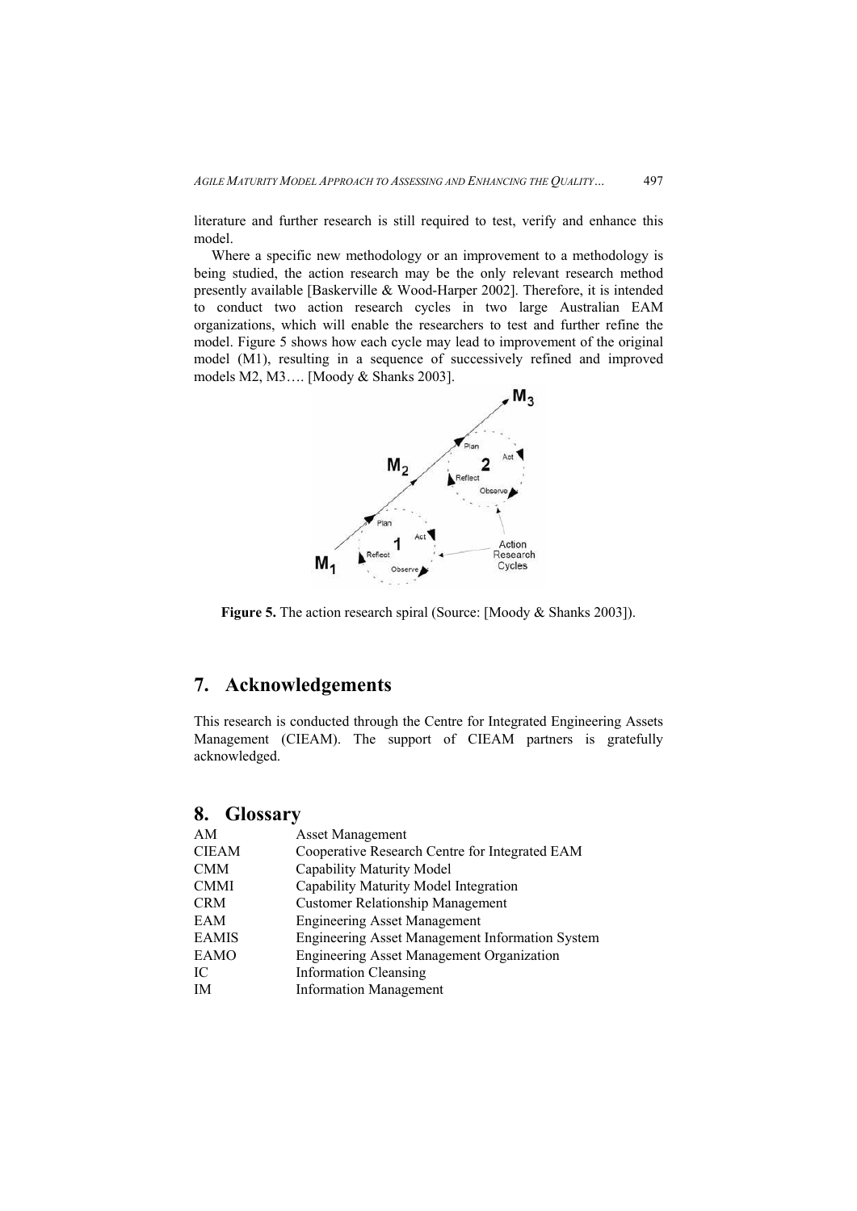literature and further research is still required to test, verify and enhance this model.

Where a specific new methodology or an improvement to a methodology is being studied, the action research may be the only relevant research method presently available [Baskerville & Wood-Harper 2002]. Therefore, it is intended to conduct two action research cycles in two large Australian EAM organizations, which will enable the researchers to test and further refine the model. Figure 5 shows how each cycle may lead to improvement of the original model (M1), resulting in a sequence of successively refined and improved models M2, M3…. [Moody & Shanks 2003].

**Figure 5.** The action research spiral (Source: [Moody & Shanks 2003]).

## 7. Acknowledgements

This research is conducted through the Centre for Integrated Engineering Assets Management (CIEAM). The support of CIEAM partners is gratefully acknowledged.

## 8. Glossary

| | |
|---|---|
| AM | Asset Management |
| CIEAM | Cooperative Research Centre for Integrated EAM |
| CMM | Capability Maturity Model |
| CMMI | Capability Maturity Model Integration |
| CRM | Customer Relationship Management |
| EAM | Engineering Asset Management |
| EAMIS | Engineering Asset Management Information System |
| EAMO | Engineering Asset Management Organization |
| IC | Information Cleansing |
| IM | Information Management |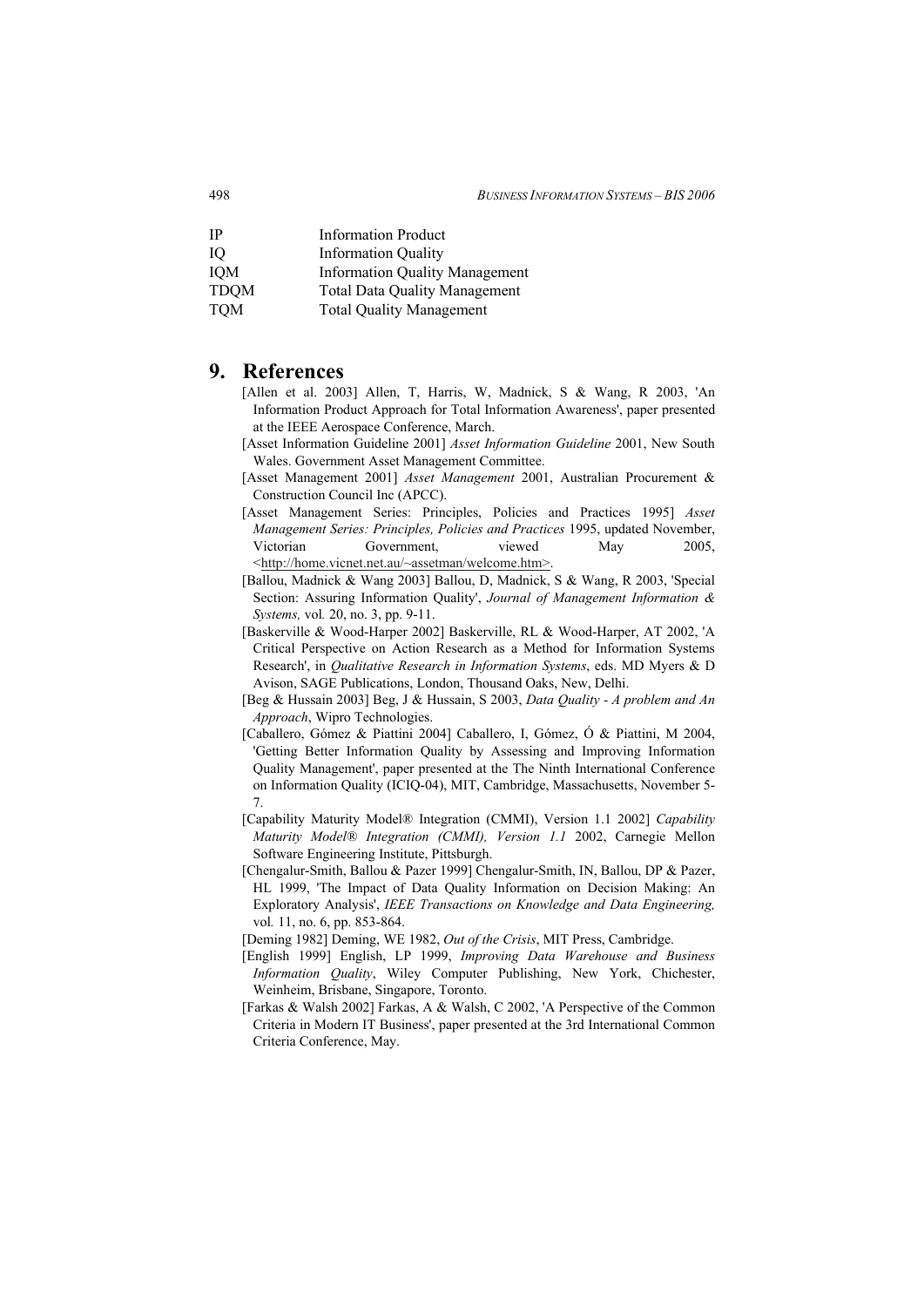| | |
|---|---|
| IP | Information Product |
| IQ | Information Quality |
| IQM | Information Quality Management |
| TDQM | Total Data Quality Management |
| TQM | Total Quality Management |

# 9. References

[Allen et al. 2003] Allen, T, Harris, W, Madnick, S & Wang, R 2003, 'An Information Product Approach for Total Information Awareness', paper presented at the IEEE Aerospace Conference, March.

[Asset Information Guideline 2001] *Asset Information Guideline* 2001, New South Wales. Government Asset Management Committee.

[Asset Management 2001] *Asset Management* 2001, Australian Procurement & Construction Council Inc (APCC).

[Asset Management Series: Principles, Policies and Practices 1995] *Asset Management Series: Principles, Policies and Practices* 1995, updated November, Victorian Government, viewed May 2005, <http://home.vicnet.net.au/~assetman/welcome.htm>.

[Ballou, Madnick & Wang 2003] Ballou, D, Madnick, S & Wang, R 2003, 'Special Section: Assuring Information Quality', *Journal of Management Information & Systems,* vol*.* 20, no. 3, pp. 9-11.

[Baskerville & Wood-Harper 2002] Baskerville, RL & Wood-Harper, AT 2002, 'A Critical Perspective on Action Research as a Method for Information Systems Research', in *Qualitative Research in Information Systems*, eds. MD Myers & D Avison, SAGE Publications, London, Thousand Oaks, New, Delhi.

[Beg & Hussain 2003] Beg, J & Hussain, S 2003, *Data Quality - A problem and An Approach*, Wipro Technologies.

[Caballero, Gómez & Piattini 2004] Caballero, I, Gómez, Ó & Piattini, M 2004, 'Getting Better Information Quality by Assessing and Improving Information Quality Management', paper presented at the The Ninth International Conference on Information Quality (ICIQ-04), MIT, Cambridge, Massachusetts, November 5-7.

[Capability Maturity Model® Integration (CMMI), Version 1.1 2002] *Capability Maturity Model® Integration (CMMI), Version 1.1* 2002, Carnegie Mellon Software Engineering Institute, Pittsburgh.

[Chengalur-Smith, Ballou & Pazer 1999] Chengalur-Smith, IN, Ballou, DP & Pazer, HL 1999, 'The Impact of Data Quality Information on Decision Making: An Exploratory Analysis', *IEEE Transactions on Knowledge and Data Engineering,* vol*.* 11, no. 6, pp. 853-864.

[Deming 1982] Deming, WE 1982, *Out of the Crisis*, MIT Press, Cambridge.

[English 1999] English, LP 1999, *Improving Data Warehouse and Business Information Quality*, Wiley Computer Publishing, New York, Chichester, Weinheim, Brisbane, Singapore, Toronto.

[Farkas & Walsh 2002] Farkas, A & Walsh, C 2002, 'A Perspective of the Common Criteria in Modern IT Business', paper presented at the 3rd International Common Criteria Conference, May.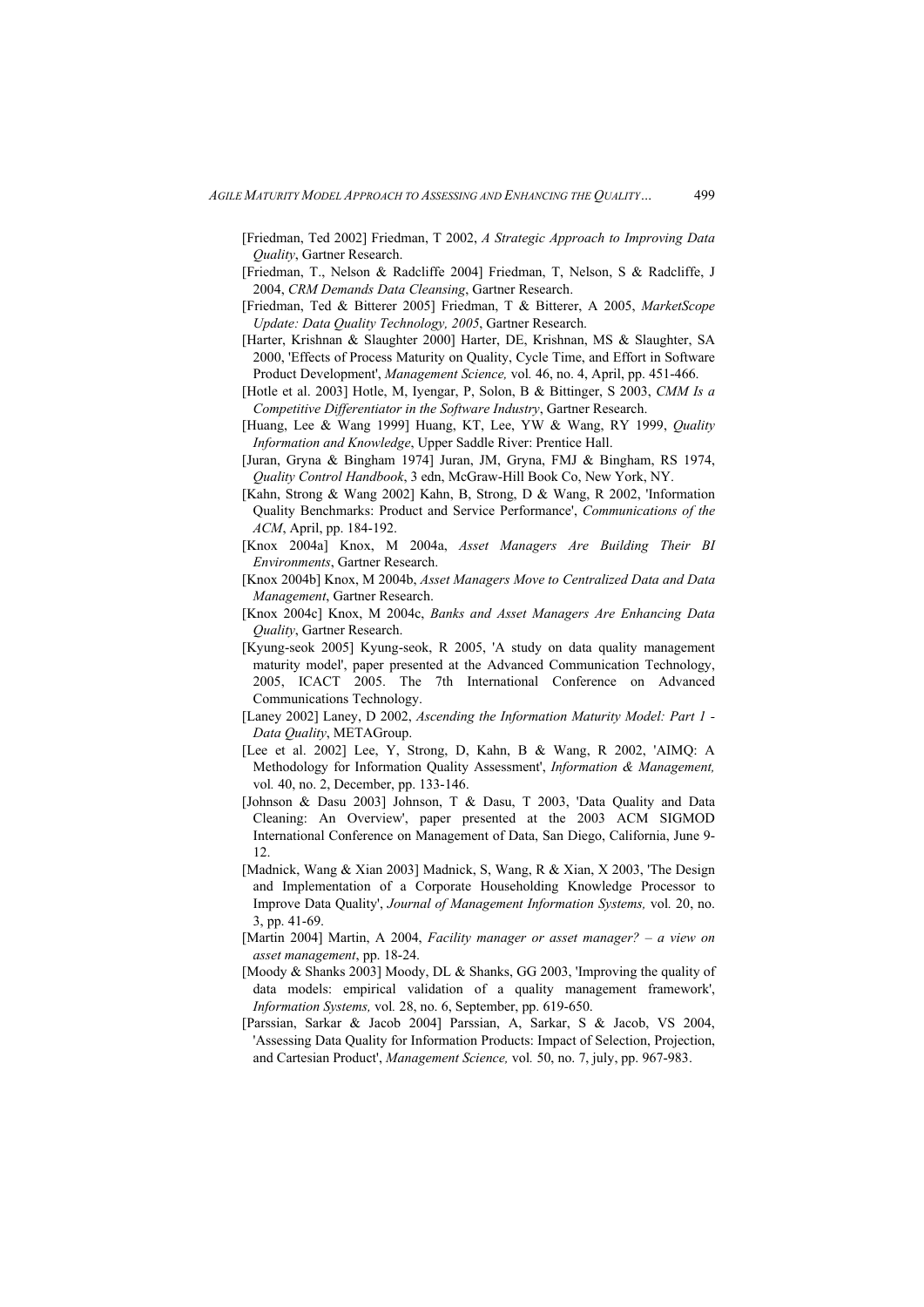[Friedman, Ted 2002] Friedman, T 2002, *A Strategic Approach to Improving Data Quality*, Gartner Research.

[Friedman, T., Nelson & Radcliffe 2004] Friedman, T, Nelson, S & Radcliffe, J 2004, *CRM Demands Data Cleansing*, Gartner Research.

[Friedman, Ted & Bitterer 2005] Friedman, T & Bitterer, A 2005, *MarketScope Update: Data Quality Technology, 2005*, Gartner Research.

[Harter, Krishnan & Slaughter 2000] Harter, DE, Krishnan, MS & Slaughter, SA 2000, 'Effects of Process Maturity on Quality, Cycle Time, and Effort in Software Product Development', *Management Science,* vol. 46, no. 4, April, pp. 451-466.

[Hotle et al. 2003] Hotle, M, Iyengar, P, Solon, B & Bittinger, S 2003, *CMM Is a Competitive Differentiator in the Software Industry*, Gartner Research.

[Huang, Lee & Wang 1999] Huang, KT, Lee, YW & Wang, RY 1999, *Quality Information and Knowledge*, Upper Saddle River: Prentice Hall.

[Juran, Gryna & Bingham 1974] Juran, JM, Gryna, FMJ & Bingham, RS 1974, *Quality Control Handbook*, 3 edn, McGraw-Hill Book Co, New York, NY.

[Kahn, Strong & Wang 2002] Kahn, B, Strong, D & Wang, R 2002, 'Information Quality Benchmarks: Product and Service Performance', *Communications of the ACM*, April, pp. 184-192.

[Knox 2004a] Knox, M 2004a, *Asset Managers Are Building Their BI Environments*, Gartner Research.

[Knox 2004b] Knox, M 2004b, *Asset Managers Move to Centralized Data and Data Management*, Gartner Research.

[Knox 2004c] Knox, M 2004c, *Banks and Asset Managers Are Enhancing Data Quality*, Gartner Research.

[Kyung-seok 2005] Kyung-seok, R 2005, 'A study on data quality management maturity model', paper presented at the Advanced Communication Technology, 2005, ICACT 2005. The 7th International Conference on Advanced Communications Technology.

[Laney 2002] Laney, D 2002, *Ascending the Information Maturity Model: Part 1 - Data Quality*, METAGroup.

[Lee et al. 2002] Lee, Y, Strong, D, Kahn, B & Wang, R 2002, 'AIMQ: A Methodology for Information Quality Assessment', *Information & Management,* vol. 40, no. 2, December, pp. 133-146.

[Johnson & Dasu 2003] Johnson, T & Dasu, T 2003, 'Data Quality and Data Cleaning: An Overview', paper presented at the 2003 ACM SIGMOD International Conference on Management of Data, San Diego, California, June 9-12.

[Madnick, Wang & Xian 2003] Madnick, S, Wang, R & Xian, X 2003, 'The Design and Implementation of a Corporate Householding Knowledge Processor to Improve Data Quality', *Journal of Management Information Systems,* vol. 20, no. 3, pp. 41-69.

[Martin 2004] Martin, A 2004, *Facility manager or asset manager? – a view on asset management*, pp. 18-24.

[Moody & Shanks 2003] Moody, DL & Shanks, GG 2003, 'Improving the quality of data models: empirical validation of a quality management framework', *Information Systems,* vol. 28, no. 6, September, pp. 619-650.

[Parssian, Sarkar & Jacob 2004] Parssian, A, Sarkar, S & Jacob, VS 2004, 'Assessing Data Quality for Information Products: Impact of Selection, Projection, and Cartesian Product', *Management Science,* vol. 50, no. 7, july, pp. 967-983.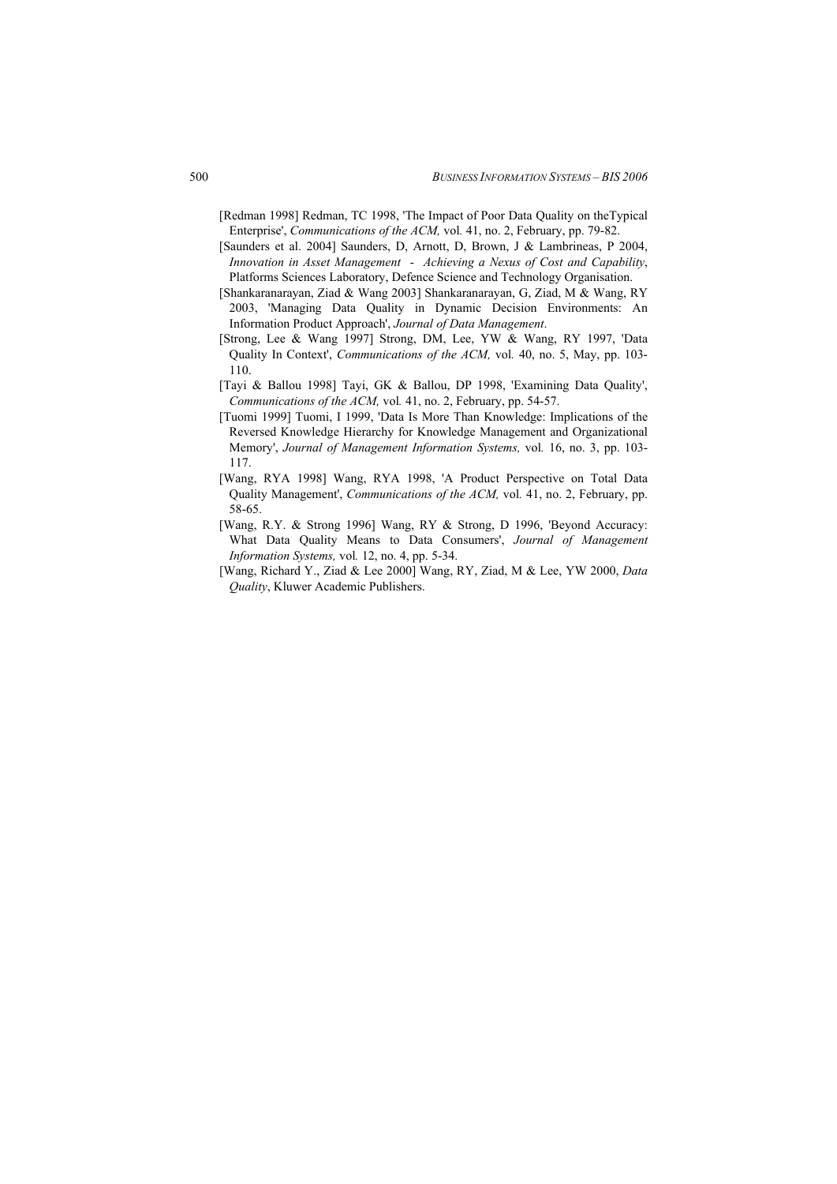[Redman 1998] Redman, TC 1998, 'The Impact of Poor Data Quality on theTypical Enterprise', *Communications of the ACM,* vol*.* 41, no. 2, February, pp. 79-82.

[Saunders et al. 2004] Saunders, D, Arnott, D, Brown, J & Lambrineas, P 2004, *Innovation in Asset Management - Achieving a Nexus of Cost and Capability*, Platforms Sciences Laboratory, Defence Science and Technology Organisation.

[Shankaranarayan, Ziad & Wang 2003] Shankaranarayan, G, Ziad, M & Wang, RY 2003, 'Managing Data Quality in Dynamic Decision Environments: An Information Product Approach', *Journal of Data Management*.

[Strong, Lee & Wang 1997] Strong, DM, Lee, YW & Wang, RY 1997, 'Data Quality In Context', *Communications of the ACM,* vol*.* 40, no. 5, May, pp. 103-110.

[Tayi & Ballou 1998] Tayi, GK & Ballou, DP 1998, 'Examining Data Quality', *Communications of the ACM,* vol*.* 41, no. 2, February, pp. 54-57.

[Tuomi 1999] Tuomi, I 1999, 'Data Is More Than Knowledge: Implications of the Reversed Knowledge Hierarchy for Knowledge Management and Organizational Memory', *Journal of Management Information Systems,* vol*.* 16, no. 3, pp. 103-117.

[Wang, RYA 1998] Wang, RYA 1998, 'A Product Perspective on Total Data Quality Management', *Communications of the ACM,* vol*.* 41, no. 2, February, pp. 58-65.

[Wang, R.Y. & Strong 1996] Wang, RY & Strong, D 1996, 'Beyond Accuracy: What Data Quality Means to Data Consumers', *Journal of Management Information Systems,* vol*.* 12, no. 4, pp. 5-34.

[Wang, Richard Y., Ziad & Lee 2000] Wang, RY, Ziad, M & Lee, YW 2000, *Data Quality*, Kluwer Academic Publishers.